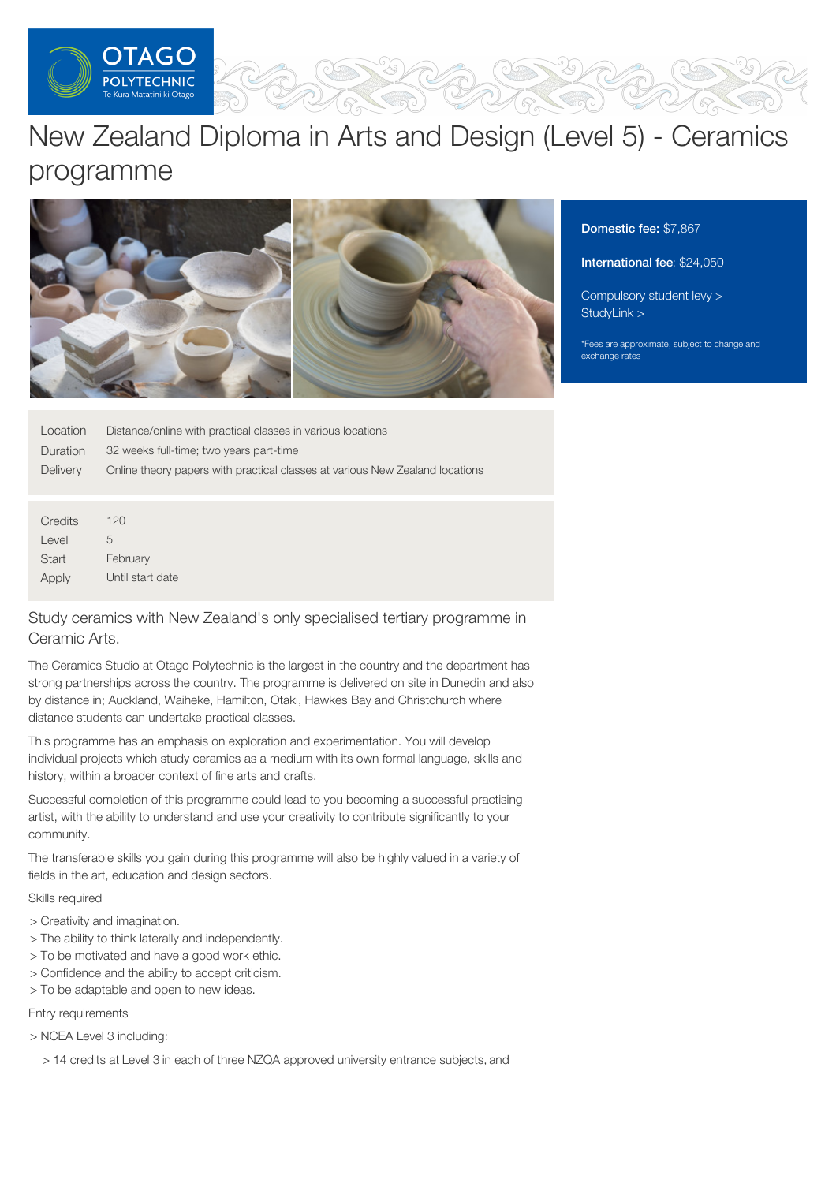# New Zealand Diploma in Arts and Design (Level 5) - Ceramics programme

**Domestic fee:** $7,867

**International fee**: $24,050

Compulsory student levy >
StudyLink >

*Fees are approximate, subject to change and exchange rates

| | |
|---|---|
| Location | Distance/online with practical classes in various locations |
| Duration | 32 weeks full-time; two years part-time |
| Delivery | Online theory papers with practical classes at various New Zealand locations |

| | |
|---|---|
| Credits | 120 |
| Level | 5 |
| Start | February |
| Apply | Until start date |

## Study ceramics with New Zealand's only specialised tertiary programme in Ceramic Arts.

The Ceramics Studio at Otago Polytechnic is the largest in the country and the department has strong partnerships across the country. The programme is delivered on site in Dunedin and also by distance in; Auckland, Waiheke, Hamilton, Otaki, Hawkes Bay and Christchurch where distance students can undertake practical classes.

This programme has an emphasis on exploration and experimentation. You will develop individual projects which study ceramics as a medium with its own formal language, skills and history, within a broader context of fine arts and crafts.

Successful completion of this programme could lead to you becoming a successful practising artist, with the ability to understand and use your creativity to contribute significantly to your community.

The transferable skills you gain during this programme will also be highly valued in a variety of fields in the art, education and design sectors.

Skills required

> Creativity and imagination.
> The ability to think laterally and independently.
> To be motivated and have a good work ethic.
> Confidence and the ability to accept criticism.
> To be adaptable and open to new ideas.

Entry requirements

> NCEA Level 3 including:

> 14 credits at Level 3 in each of three NZQA approved university entrance subjects, and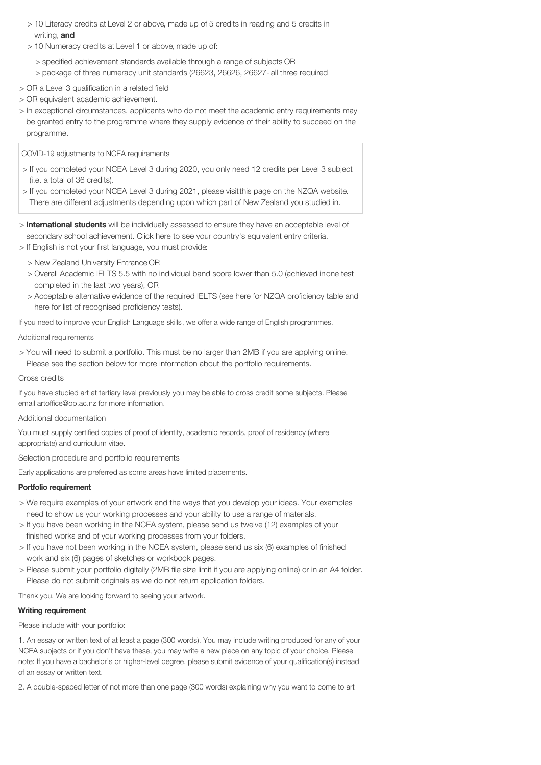- 10 Literacy credits at Level 2 or above, made up of 5 credits in reading and 5 credits in writing, **and**
- 10 Numeracy credits at Level 1 or above, made up of:
  - specified achievement standards available through a range of subjects OR
  - package of three numeracy unit standards (26623, 26626, 26627- all three required
- OR a Level 3 qualification in a related field
- OR equivalent academic achievement.
- In exceptional circumstances, applicants who do not meet the academic entry requirements may be granted entry to the programme where they supply evidence of their ability to succeed on the programme.

COVID-19 adjustments to NCEA requirements

- If you completed your NCEA Level 3 during 2020, you only need 12 credits per Level 3 subject (i.e. a total of 36 credits).
- If you completed your NCEA Level 3 during 2021, please visit this page on the NZQA website. There are different adjustments depending upon which part of New Zealand you studied in.

- **International students** will be individually assessed to ensure they have an acceptable level of secondary school achievement. Click here to see your country's equivalent entry criteria.
- If English is not your first language, you must provide:
  - New Zealand University Entrance OR
  - Overall Academic IELTS 5.5 with no individual band score lower than 5.0 (achieved in one test completed in the last two years), OR
  - Acceptable alternative evidence of the required IELTS (see here for NZQA proficiency table and here for list of recognised proficiency tests).

If you need to improve your English Language skills, we offer a wide range of English programmes.

Additional requirements

- You will need to submit a portfolio. This must be no larger than 2MB if you are applying online. Please see the section below for more information about the portfolio requirements.

Cross credits

If you have studied art at tertiary level previously you may be able to cross credit some subjects. Please email artoffice@op.ac.nz for more information.

Additional documentation

You must supply certified copies of proof of identity, academic records, proof of residency (where appropriate) and curriculum vitae.

Selection procedure and portfolio requirements

Early applications are preferred as some areas have limited placements.

**Portfolio requirement**

- We require examples of your artwork and the ways that you develop your ideas. Your examples need to show us your working processes and your ability to use a range of materials.
- If you have been working in the NCEA system, please send us twelve (12) examples of your finished works and of your working processes from your folders.
- If you have not been working in the NCEA system, please send us six (6) examples of finished work and six (6) pages of sketches or workbook pages.
- Please submit your portfolio digitally (2MB file size limit if you are applying online) or in an A4 folder. Please do not submit originals as we do not return application folders.

Thank you. We are looking forward to seeing your artwork.

**Writing requirement**

Please include with your portfolio:

1. An essay or written text of at least a page (300 words). You may include writing produced for any of your NCEA subjects or if you don't have these, you may write a new piece on any topic of your choice. Please note: If you have a bachelor's or higher-level degree, please submit evidence of your qualification(s) instead of an essay or written text.

2. A double-spaced letter of not more than one page (300 words) explaining why you want to come to art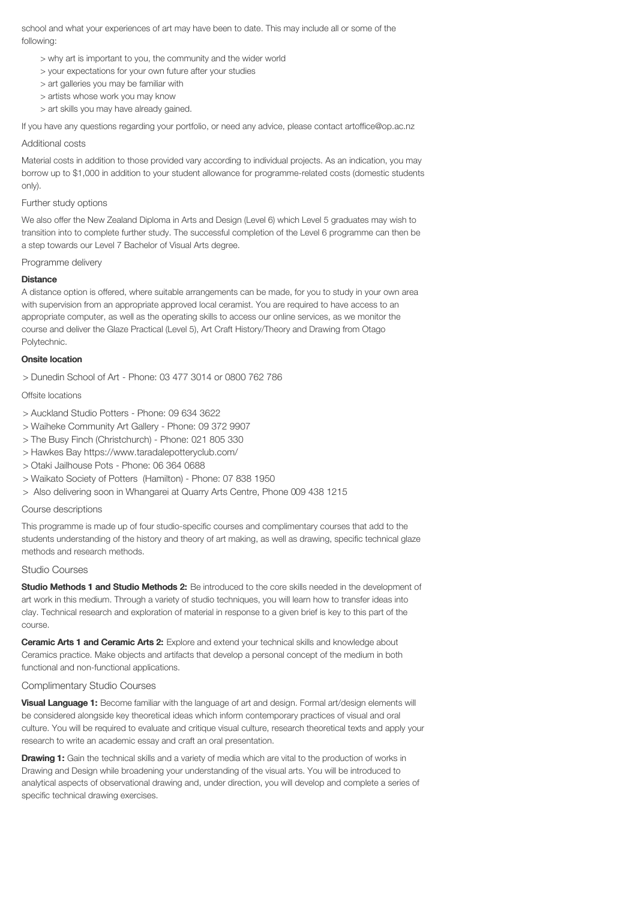school and what your experiences of art may have been to date. This may include all or some of the following:

> why art is important to you, the community and the wider world
> your expectations for your own future after your studies
> art galleries you may be familiar with
> artists whose work you may know
> art skills you may have already gained.

If you have any questions regarding your portfolio, or need any advice, please contact artoffice@op.ac.nz

## Additional costs

Material costs in addition to those provided vary according to individual projects. As an indication, you may borrow up to $1,000 in addition to your student allowance for programme-related costs (domestic students only).

## Further study options

We also offer the New Zealand Diploma in Arts and Design (Level 6) which Level 5 graduates may wish to transition into to complete further study. The successful completion of the Level 6 programme can then be a step towards our Level 7 Bachelor of Visual Arts degree.

## Programme delivery

**Distance**

A distance option is offered, where suitable arrangements can be made, for you to study in your own area with supervision from an appropriate approved local ceramist. You are required to have access to an appropriate computer, as well as the operating skills to access our online services, as we monitor the course and deliver the Glaze Practical (Level 5), Art Craft History/Theory and Drawing from Otago Polytechnic.

**Onsite location**

> Dunedin School of Art - Phone: 03 477 3014 or 0800 762 786

Offsite locations

> Auckland Studio Potters - Phone: 09 634 3622
> Waiheke Community Art Gallery - Phone: 09 372 9907
> The Busy Finch (Christchurch) - Phone: 021 805 330
> Hawkes Bay https://www.taradalepotteryclub.com/
> Otaki Jailhouse Pots - Phone: 06 364 0688
> Waikato Society of Potters (Hamilton) - Phone: 07 838 1950
> Also delivering soon in Whangarei at Quarry Arts Centre, Phone 009 438 1215

## Course descriptions

This programme is made up of four studio-specific courses and complimentary courses that add to the students understanding of the history and theory of art making, as well as drawing, specific technical glaze methods and research methods.

## Studio Courses

**Studio Methods 1 and Studio Methods 2:** Be introduced to the core skills needed in the development of art work in this medium. Through a variety of studio techniques, you will learn how to transfer ideas into clay. Technical research and exploration of material in response to a given brief is key to this part of the course.

**Ceramic Arts 1 and Ceramic Arts 2:** Explore and extend your technical skills and knowledge about Ceramics practice. Make objects and artifacts that develop a personal concept of the medium in both functional and non-functional applications.

## Complimentary Studio Courses

**Visual Language 1:** Become familiar with the language of art and design. Formal art/design elements will be considered alongside key theoretical ideas which inform contemporary practices of visual and oral culture. You will be required to evaluate and critique visual culture, research theoretical texts and apply your research to write an academic essay and craft an oral presentation.

**Drawing 1:** Gain the technical skills and a variety of media which are vital to the production of works in Drawing and Design while broadening your understanding of the visual arts. You will be introduced to analytical aspects of observational drawing and, under direction, you will develop and complete a series of specific technical drawing exercises.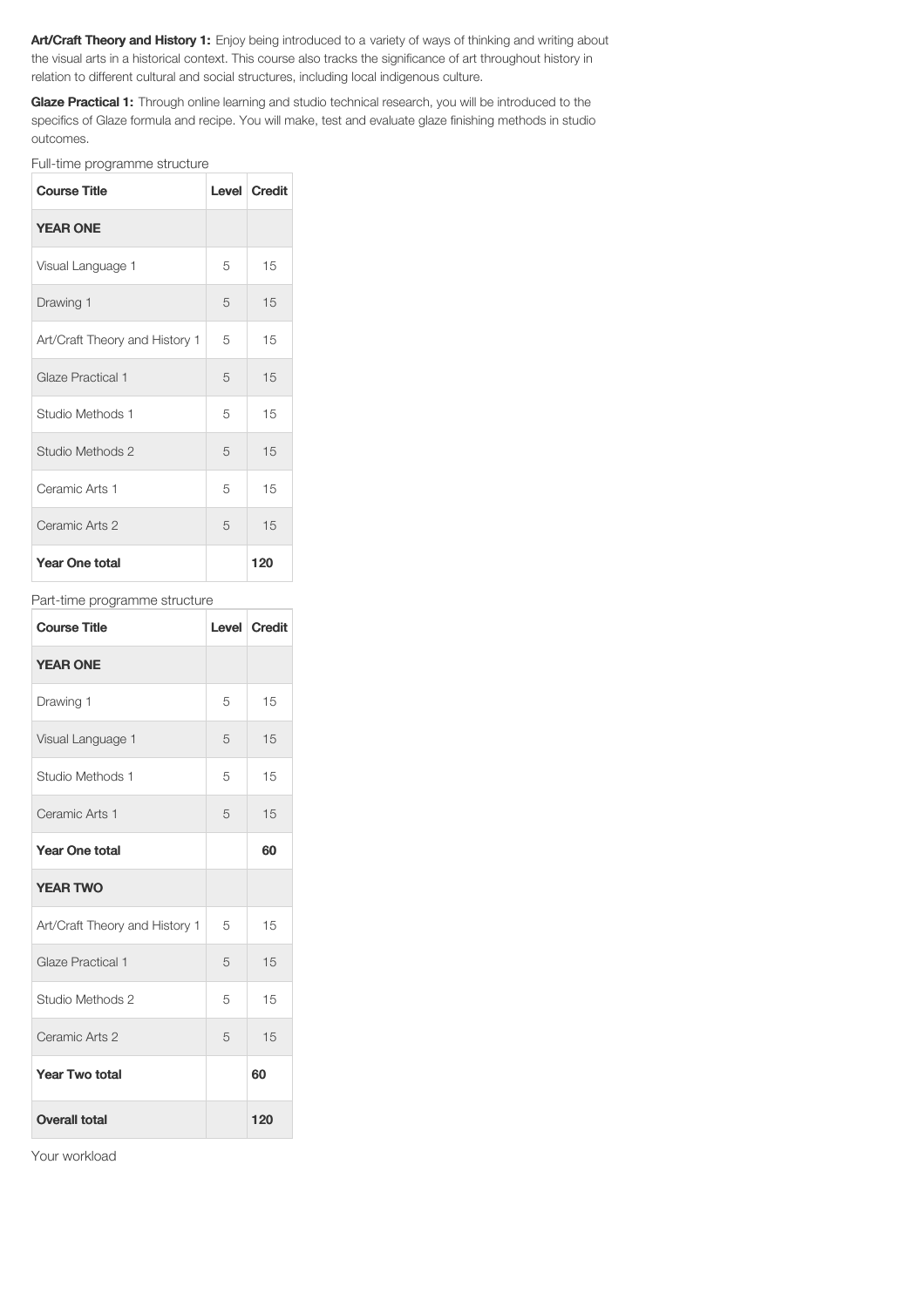**Art/Craft Theory and History 1:** Enjoy being introduced to a variety of ways of thinking and writing about the visual arts in a historical context. This course also tracks the significance of art throughout history in relation to different cultural and social structures, including local indigenous culture.

**Glaze Practical 1:** Through online learning and studio technical research, you will be introduced to the specifics of Glaze formula and recipe. You will make, test and evaluate glaze finishing methods in studio outcomes.

Full-time programme structure

| Course Title | Level | Credit |
|---|---|---|
| **YEAR ONE** | | |
| Visual Language 1 | 5 | 15 |
| Drawing 1 | 5 | 15 |
| Art/Craft Theory and History 1 | 5 | 15 |
| Glaze Practical 1 | 5 | 15 |
| Studio Methods 1 | 5 | 15 |
| Studio Methods 2 | 5 | 15 |
| Ceramic Arts 1 | 5 | 15 |
| Ceramic Arts 2 | 5 | 15 |
| **Year One total** | | **120** |

Part-time programme structure

| Course Title | Level | Credit |
|---|---|---|
| **YEAR ONE** | | |
| Drawing 1 | 5 | 15 |
| Visual Language 1 | 5 | 15 |
| Studio Methods 1 | 5 | 15 |
| Ceramic Arts 1 | 5 | 15 |
| **Year One total** | | **60** |
| **YEAR TWO** | | |
| Art/Craft Theory and History 1 | 5 | 15 |
| Glaze Practical 1 | 5 | 15 |
| Studio Methods 2 | 5 | 15 |
| Ceramic Arts 2 | 5 | 15 |
| **Year Two total** | | **60** |
| **Overall total** | | **120** |

Your workload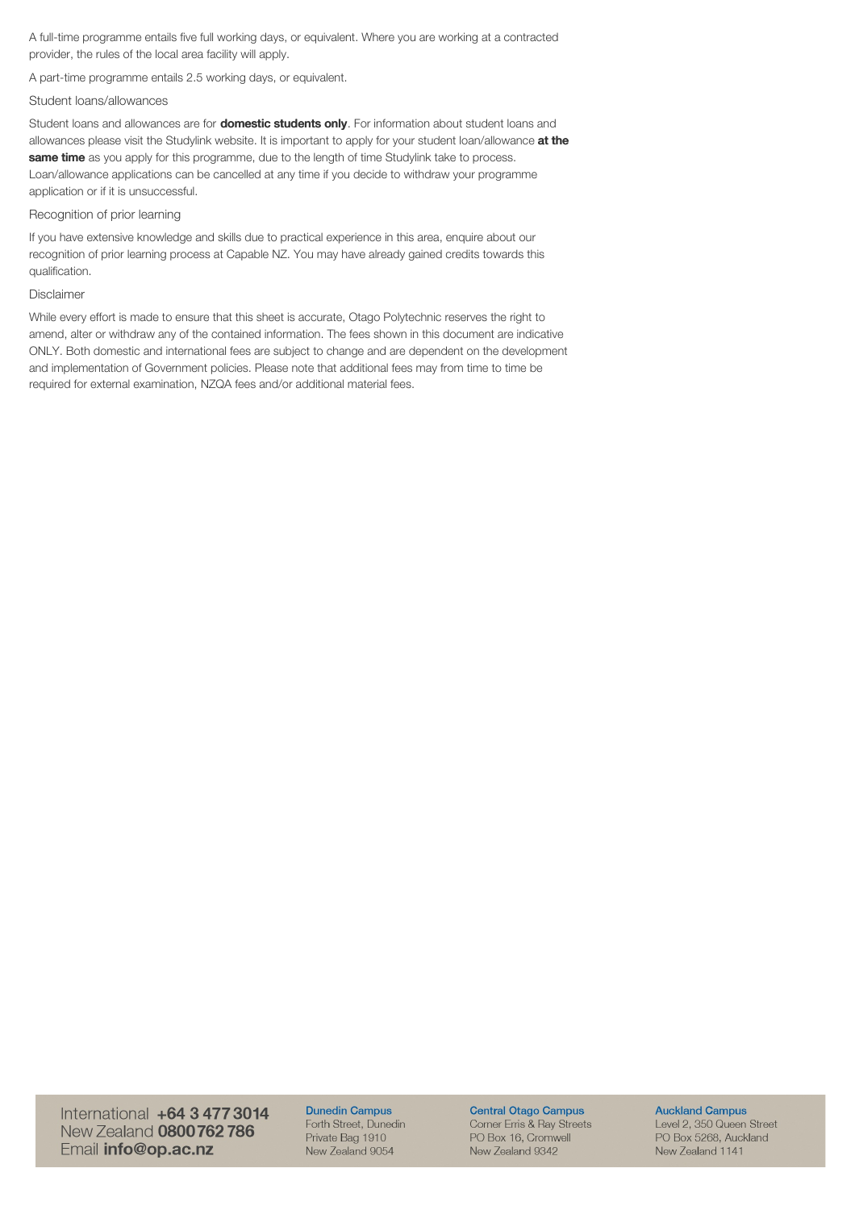A full-time programme entails five full working days, or equivalent. Where you are working at a contracted provider, the rules of the local area facility will apply.

A part-time programme entails 2.5 working days, or equivalent.

### Student loans/allowances

Student loans and allowances are for **domestic students only**. For information about student loans and allowances please visit the Studylink website. It is important to apply for your student loan/allowance **at the same time** as you apply for this programme, due to the length of time Studylink take to process. Loan/allowance applications can be cancelled at any time if you decide to withdraw your programme application or if it is unsuccessful.

### Recognition of prior learning

If you have extensive knowledge and skills due to practical experience in this area, enquire about our recognition of prior learning process at Capable NZ. You may have already gained credits towards this qualification.

### Disclaimer

While every effort is made to ensure that this sheet is accurate, Otago Polytechnic reserves the right to amend, alter or withdraw any of the contained information. The fees shown in this document are indicative ONLY. Both domestic and international fees are subject to change and are dependent on the development and implementation of Government policies. Please note that additional fees may from time to time be required for external examination, NZQA fees and/or additional material fees.

International **+64 3 477 3014**
New Zealand **0800 762 786**
Email **info@op.ac.nz**

**Dunedin Campus**
Forth Street, Dunedin
Private Bag 1910
New Zealand 9054

**Central Otago Campus**
Corner Erris & Ray Streets
PO Box 16, Cromwell
New Zealand 9342

**Auckland Campus**
Level 2, 350 Queen Street
PO Box 5268, Auckland
New Zealand 1141